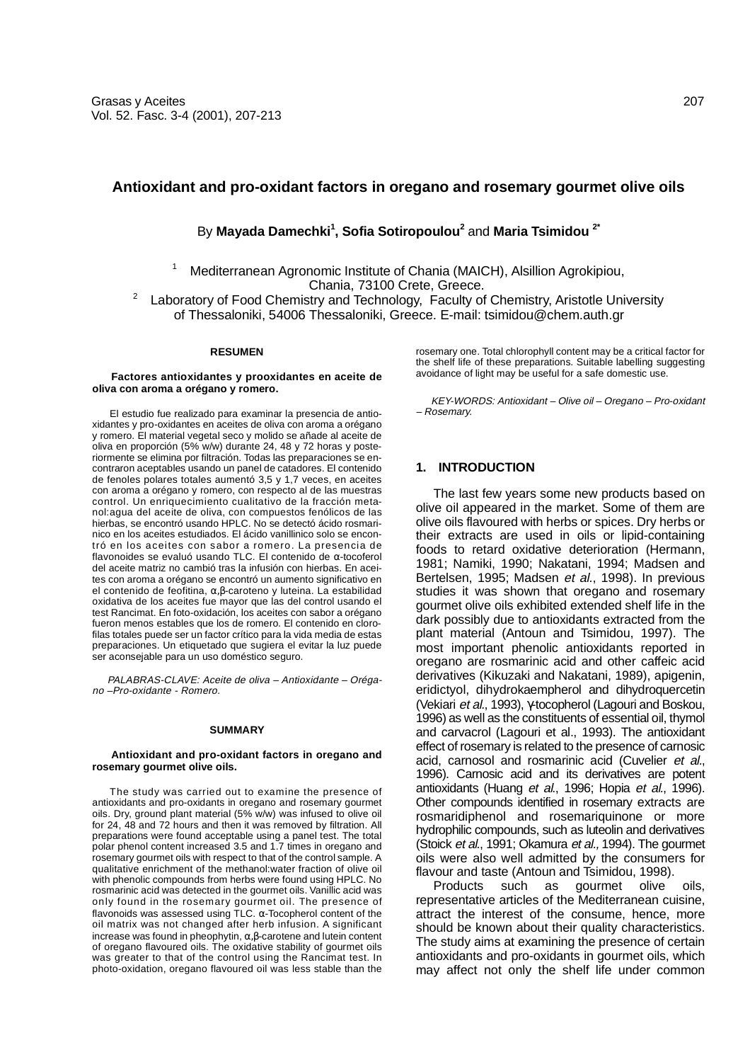# Antioxidant and pro-oxidant factors in oregano and rosemary gourmet olive oils

By **Mayada Damechki**[1], **Sofia Sotiropoulou**[2] and **Maria Tsimidou**[2*]

[1] Mediterranean Agronomic Institute of Chania (MAICH), Alsillion Agrokipiou, Chania, 73100 Crete, Greece.
[2] Laboratory of Food Chemistry and Technology, Faculty of Chemistry, Aristotle University of Thessaloniki, 54006 Thessaloniki, Greece. E-mail: tsimidou@chem.auth.gr

## RESUMEN

**Factores antioxidantes y prooxidantes en aceite de oliva con aroma a orégano y romero.**

El estudio fue realizado para examinar la presencia de antioxidantes y pro-oxidantes en aceites de oliva con aroma a orégano y romero. El material vegetal seco y molido se añade al aceite de oliva en proporción (5% w/w) durante 24, 48 y 72 horas y posteriormente se elimina por filtración. Todas las preparaciones se encontraron aceptables usando un panel de catadores. El contenido de fenoles polares totales aumentó 3,5 y 1,7 veces, en aceites con aroma a orégano y romero, con respecto al de las muestras control. Un enriquecimiento cualitativo de la fracción metanol:agua del aceite de oliva, con compuestos fenólicos de las hierbas, se encontró usando HPLC. No se detectó ácido rosmarínico en los aceites estudiados. El ácido vanillinico solo se encontró en los aceites con sabor a romero. La presencia de flavonoides se evaluó usando TLC. El contenido de α-tocoferol del aceite matriz no cambió tras la infusión con hierbas. En aceites con aroma a orégano se encontró un aumento significativo en el contenido de feofitina, α,β-caroteno y luteina. La estabilidad oxidativa de los aceites fue mayor que las del control usando el test Rancimat. En foto-oxidación, los aceites con sabor a orégano fueron menos estables que los de romero. El contenido en clorofilas totales puede ser un factor crítico para la vida media de estas preparaciones. Un etiquetado que sugiera el evitar la luz puede ser aconsejable para un uso doméstico seguro.

*PALABRAS-CLAVE: Aceite de oliva – Antioxidante – Orégano –Pro-oxidante - Romero.*

## SUMMARY

**Antioxidant and pro-oxidant factors in oregano and rosemary gourmet olive oils.**

The study was carried out to examine the presence of antioxidants and pro-oxidants in oregano and rosemary gourmet oils. Dry, ground plant material (5% w/w) was infused to olive oil for 24, 48 and 72 hours and then it was removed by filtration. All preparations were found acceptable using a panel test. The total polar phenol content increased 3.5 and 1.7 times in oregano and rosemary gourmet oils with respect to that of the control sample. A qualitative enrichment of the methanol:water fraction of olive oil with phenolic compounds from herbs were found using HPLC. No rosmarinic acid was detected in the gourmet oils. Vanillic acid was only found in the rosemary gourmet oil. The presence of flavonoids was assessed using TLC. α-Tocopherol content of the oil matrix was not changed after herb infusion. A significant increase was found in pheophytin, α,β-carotene and lutein content of oregano flavoured oils. The oxidative stability of gourmet oils was greater to that of the control using the Rancimat test. In photo-oxidation, oregano flavoured oil was less stable than the rosemary one. Total chlorophyll content may be a critical factor for the shelf life of these preparations. Suitable labelling suggesting avoidance of light may be useful for a safe domestic use.

*KEY-WORDS: Antioxidant – Olive oil – Oregano – Pro-oxidant – Rosemary.*

## 1. INTRODUCTION

The last few years some new products based on olive oil appeared in the market. Some of them are olive oils flavoured with herbs or spices. Dry herbs or their extracts are used in oils or lipid-containing foods to retard oxidative deterioration (Hermann, 1981; Namiki, 1990; Nakatani, 1994; Madsen and Bertelsen, 1995; Madsen *et al.*, 1998). In previous studies it was shown that oregano and rosemary gourmet olive oils exhibited extended shelf life in the dark possibly due to antioxidants extracted from the plant material (Antoun and Tsimidou, 1997). The most important phenolic antioxidants reported in oregano are rosmarinic acid and other caffeic acid derivatives (Kikuzaki and Nakatani, 1989), apigenin, eridictyol, dihydrokaempherol and dihydroquercetin (Vekiari *et al.*, 1993), γ-tocopherol (Lagouri and Boskou, 1996) as well as the constituents of essential oil, thymol and carvacrol (Lagouri et al., 1993). The antioxidant effect of rosemary is related to the presence of carnosic acid, carnosol and rosmarinic acid (Cuvelier *et al.*, 1996). Carnosic acid and its derivatives are potent antioxidants (Huang *et al.*, 1996; Hopia *et al.*, 1996). Other compounds identified in rosemary extracts are rosmaridiphenol and rosemariquinone or more hydrophilic compounds, such as luteolin and derivatives (Stoick *et al.*, 1991; Okamura *et al.,* 1994). The gourmet oils were also well admitted by the consumers for flavour and taste (Antoun and Tsimidou, 1998).

Products such as gourmet olive oils, representative articles of the Mediterranean cuisine, attract the interest of the consume, hence, more should be known about their quality characteristics. The study aims at examining the presence of certain antioxidants and pro-oxidants in gourmet oils, which may affect not only the shelf life under common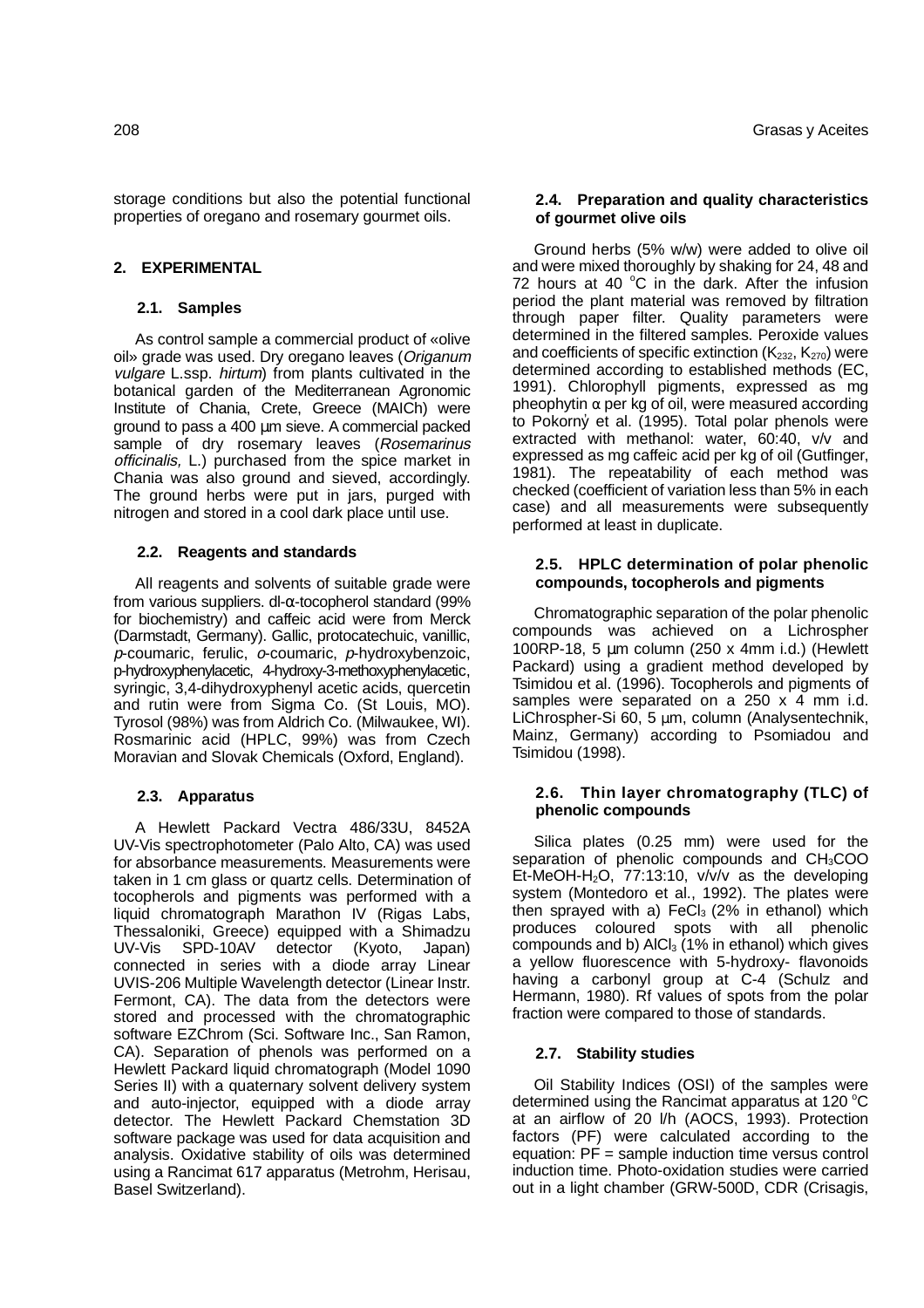storage conditions but also the potential functional properties of oregano and rosemary gourmet oils.

## 2. EXPERIMENTAL

### 2.1. Samples

As control sample a commercial product of «olive oil» grade was used. Dry oregano leaves (*Origanum vulgare* L.ssp. *hirtum*) from plants cultivated in the botanical garden of the Mediterranean Agronomic Institute of Chania, Crete, Greece (MAICh) were ground to pass a 400 μm sieve. A commercial packed sample of dry rosemary leaves (*Rosemarinus officinalis,* L.) purchased from the spice market in Chania was also ground and sieved, accordingly. The ground herbs were put in jars, purged with nitrogen and stored in a cool dark place until use.

### 2.2. Reagents and standards

All reagents and solvents of suitable grade were from various suppliers. dl-α-tocopherol standard (99% for biochemistry) and caffeic acid were from Merck (Darmstadt, Germany). Gallic, protocatechuic, vanillic, *p*-coumaric, ferulic, *o*-coumaric, *p*-hydroxybenzoic, p-hydroxyphenylacetic, 4-hydroxy-3-methoxyphenylacetic, syringic, 3,4-dihydroxyphenyl acetic acids, quercetin and rutin were from Sigma Co. (St Louis, MO). Tyrosol (98%) was from Aldrich Co. (Milwaukee, WI). Rosmarinic acid (HPLC, 99%) was from Czech Moravian and Slovak Chemicals (Oxford, England).

### 2.3. Apparatus

A Hewlett Packard Vectra 486/33U, 8452A UV-Vis spectrophotometer (Palo Alto, CA) was used for absorbance measurements. Measurements were taken in 1 cm glass or quartz cells. Determination of tocopherols and pigments was performed with a liquid chromatograph Marathon IV (Rigas Labs, Thessaloniki, Greece) equipped with a Shimadzu UV-Vis SPD-10AV detector (Kyoto, Japan) connected in series with a diode array Linear UVIS-206 Multiple Wavelength detector (Linear Instr. Fermont, CA). The data from the detectors were stored and processed with the chromatographic software EZChrom (Sci. Software Inc., San Ramon, CA). Separation of phenols was performed on a Hewlett Packard liquid chromatograph (Model 1090 Series II) with a quaternary solvent delivery system and auto-injector, equipped with a diode array detector. The Hewlett Packard Chemstation 3D software package was used for data acquisition and analysis. Oxidative stability of oils was determined using a Rancimat 617 apparatus (Metrohm, Herisau, Basel Switzerland).

### 2.4. Preparation and quality characteristics of gourmet olive oils

Ground herbs (5% w/w) were added to olive oil and were mixed thoroughly by shaking for 24, 48 and 72 hours at 40 °C in the dark. After the infusion period the plant material was removed by filtration through paper filter. Quality parameters were determined in the filtered samples. Peroxide values and coefficients of specific extinction ($K_{232}$, $K_{270}$) were determined according to established methods (EC, 1991). Chlorophyll pigments, expressed as mg pheophytin α per kg of oil, were measured according to Pokorný et al. (1995). Total polar phenols were extracted with methanol: water, 60:40, v/v and expressed as mg caffeic acid per kg of oil (Gutfinger, 1981). The repeatability of each method was checked (coefficient of variation less than 5% in each case) and all measurements were subsequently performed at least in duplicate.

### 2.5. HPLC determination of polar phenolic compounds, tocopherols and pigments

Chromatographic separation of the polar phenolic compounds was achieved on a Lichrospher 100RP-18, 5 μm column (250 x 4mm i.d.) (Hewlett Packard) using a gradient method developed by Tsimidou et al. (1996). Tocopherols and pigments of samples were separated on a 250 x 4 mm i.d. LiChrospher-Si 60, 5 μm, column (Analysentechnik, Mainz, Germany) according to Psomiadou and Tsimidou (1998).

### 2.6. Thin layer chromatography (TLC) of phenolic compounds

Silica plates (0.25 mm) were used for the separation of phenolic compounds and $CH_3COO$ Et-MeOH-$H_2O$, 77:13:10, v/v/v as the developing system (Montedoro et al., 1992). The plates were then sprayed with a) $FeCl_3$ (2% in ethanol) which produces coloured spots with all phenolic compounds and b) $AlCl_3$ (1% in ethanol) which gives a yellow fluorescence with 5-hydroxy- flavonoids having a carbonyl group at C-4 (Schulz and Hermann, 1980). Rf values of spots from the polar fraction were compared to those of standards.

### 2.7. Stability studies

Oil Stability Indices (OSI) of the samples were determined using the Rancimat apparatus at 120 °C at an airflow of 20 l/h (AOCS, 1993). Protection factors (PF) were calculated according to the equation: PF = sample induction time versus control induction time. Photo-oxidation studies were carried out in a light chamber (GRW-500D, CDR (Crisagis,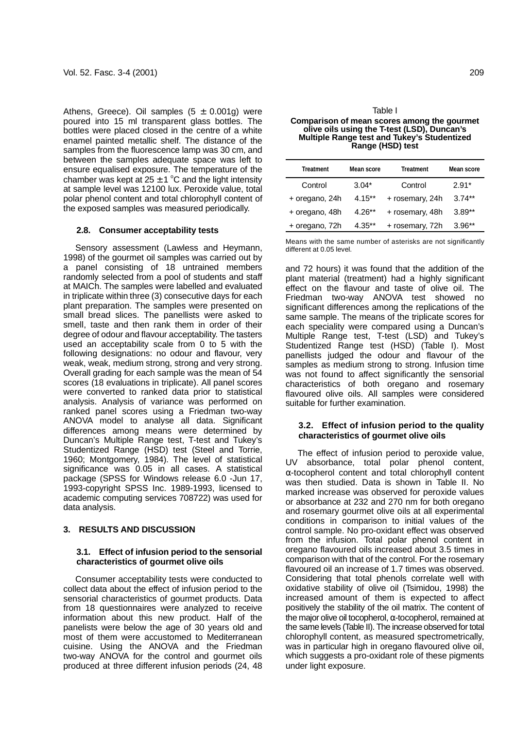Athens, Greece). Oil samples (5 ± 0.001g) were poured into 15 ml transparent glass bottles. The bottles were placed closed in the centre of a white enamel painted metallic shelf. The distance of the samples from the fluorescence lamp was 30 cm, and between the samples adequate space was left to ensure equalised exposure. The temperature of the chamber was kept at 25 ± 1 °C and the light intensity at sample level was 12100 lux. Peroxide value, total polar phenol content and total chlorophyll content of the exposed samples was measured periodically.

### 2.8. Consumer acceptability tests

Sensory assessment (Lawless and Heymann, 1998) of the gourmet oil samples was carried out by a panel consisting of 18 untrained members randomly selected from a pool of students and staff at MAICh. The samples were labelled and evaluated in triplicate within three (3) consecutive days for each plant preparation. The samples were presented on small bread slices. The panellists were asked to smell, taste and then rank them in order of their degree of odour and flavour acceptability. The tasters used an acceptability scale from 0 to 5 with the following designations: no odour and flavour, very weak, weak, medium strong, strong and very strong. Overall grading for each sample was the mean of 54 scores (18 evaluations in triplicate). All panel scores were converted to ranked data prior to statistical analysis. Analysis of variance was performed on ranked panel scores using a Friedman two-way ANOVA model to analyse all data. Significant differences among means were determined by Duncan's Multiple Range test, T-test and Tukey's Studentized Range (HSD) test (Steel and Torrie, 1960; Montgomery, 1984). The level of statistical significance was 0.05 in all cases. A statistical package (SPSS for Windows release 6.0 -Jun 17, 1993-copyright SPSS Inc. 1989-1993, licensed to academic computing services 708722) was used for data analysis.

## 3. RESULTS AND DISCUSSION

### 3.1. Effect of infusion period to the sensorial characteristics of gourmet olive oils

Consumer acceptability tests were conducted to collect data about the effect of infusion period to the sensorial characteristics of gourmet products. Data from 18 questionnaires were analyzed to receive information about this new product. Half of the panelists were below the age of 30 years old and most of them were accustomed to Mediterranean cuisine. Using the ANOVA and the Friedman two-way ANOVA for the control and gourmet oils produced at three different infusion periods (24, 48 and 72 hours) it was found that the addition of the plant material (treatment) had a highly significant effect on the flavour and taste of olive oil. The Friedman two-way ANOVA test showed no significant differences among the replications of the same sample. The means of the triplicate scores for each speciality were compared using a Duncan's Multiple Range test, T-test (LSD) and Tukey's Studentized Range test (HSD) (Table I). Most panellists judged the odour and flavour of the samples as medium strong to strong. Infusion time was not found to affect significantly the sensorial characteristics of both oregano and rosemary flavoured olive oils. All samples were considered suitable for further examination.

Table I

**Comparison of mean scores among the gourmet olive oils using the T-test (LSD), Duncan's Multiple Range test and Tukey's Studentized Range (HSD) test**

| Treatment | Mean score | Treatment | Mean score |
|---|---|---|---|
| Control | 3.04* | Control | 2.91* |
| + oregano, 24h | 4.15** | + rosemary, 24h | 3.74** |
| + oregano, 48h | 4.26** | + rosemary, 48h | 3.89** |
| + oregano, 72h | 4.35** | + rosemary, 72h | 3.96** |

Means with the same number of asterisks are not significantly different at 0.05 level.

### 3.2. Effect of infusion period to the quality characteristics of gourmet olive oils

The effect of infusion period to peroxide value, UV absorbance, total polar phenol content, α-tocopherol content and total chlorophyll content was then studied. Data is shown in Table II. No marked increase was observed for peroxide values or absorbance at 232 and 270 nm for both oregano and rosemary gourmet olive oils at all experimental conditions in comparison to initial values of the control sample. No pro-oxidant effect was observed from the infusion. Total polar phenol content in oregano flavoured oils increased about 3.5 times in comparison with that of the control. For the rosemary flavoured oil an increase of 1.7 times was observed. Considering that total phenols correlate well with oxidative stability of olive oil (Tsimidou, 1998) the increased amount of them is expected to affect positively the stability of the oil matrix. The content of the major olive oil tocopherol, α-tocopherol, remained at the same levels (Table II). The increase observed for total chlorophyll content, as measured spectrometrically, was in particular high in oregano flavoured olive oil, which suggests a pro-oxidant role of these pigments under light exposure.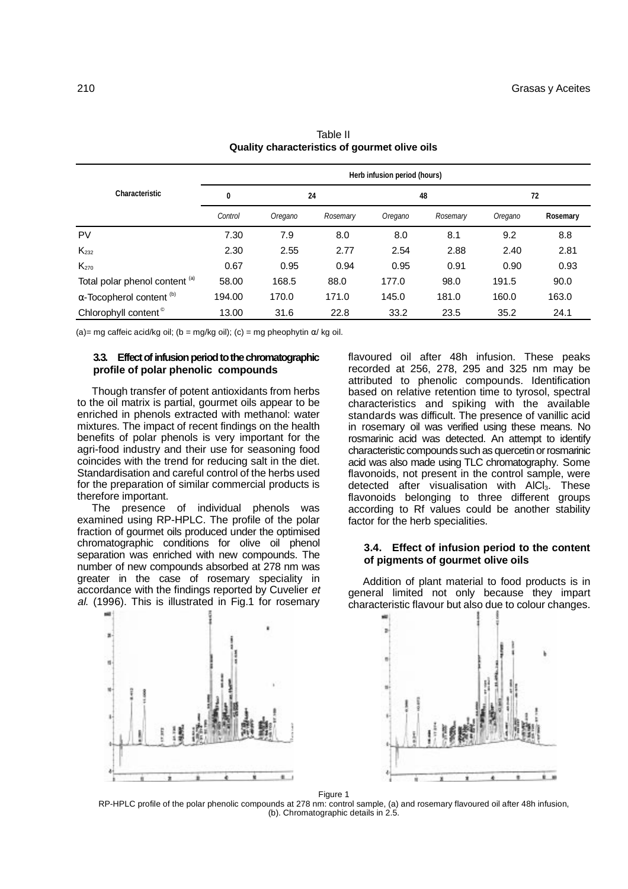Table II
**Quality characteristics of gourmet olive oils**

| Characteristic | Herb infusion period (hours) | | | | | | |
|---|---|---|---|---|---|---|---|
| | 0 | 24 | | 48 | | 72 | |
| | *Control* | *Oregano* | *Rosemary* | *Oregano* | *Rosemary* | *Oregano* | **Rosemary** |
| PV | 7.30 | 7.9 | 8.0 | 8.0 | 8.1 | 9.2 | 8.8 |
| $K_{232}$ | 2.30 | 2.55 | 2.77 | 2.54 | 2.88 | 2.40 | 2.81 |
| $K_{270}$ | 0.67 | 0.95 | 0.94 | 0.95 | 0.91 | 0.90 | 0.93 |
| Total polar phenol content [(a)] | 58.00 | 168.5 | 88.0 | 177.0 | 98.0 | 191.5 | 90.0 |
| α-Tocopherol content [(b)] | 194.00 | 170.0 | 171.0 | 145.0 | 181.0 | 160.0 | 163.0 |
| Chlorophyll content [©] | 13.00 | 31.6 | 22.8 | 33.2 | 23.5 | 35.2 | 24.1 |

(a)= mg caffeic acid/kg oil; (b = mg/kg oil); (c) = mg pheophytin α/ kg oil.

### 3.3. Effect of infusion period to the chromatographic profile of polar phenolic compounds

Though transfer of potent antioxidants from herbs to the oil matrix is partial, gourmet oils appear to be enriched in phenols extracted with methanol: water mixtures. The impact of recent findings on the health benefits of polar phenols is very important for the agri-food industry and their use for seasoning food coincides with the trend for reducing salt in the diet. Standardisation and careful control of the herbs used for the preparation of similar commercial products is therefore important.

The presence of individual phenols was examined using RP-HPLC. The profile of the polar fraction of gourmet oils produced under the optimised chromatographic conditions for olive oil phenol separation was enriched with new compounds. The number of new compounds absorbed at 278 nm was greater in the case of rosemary speciality in accordance with the findings reported by Cuvelier *et al.* (1996). This is illustrated in Fig.1 for rosemary flavoured oil after 48h infusion. These peaks recorded at 256, 278, 295 and 325 nm may be attributed to phenolic compounds. Identification based on relative retention time to tyrosol, spectral characteristics and spiking with the available standards was difficult. The presence of vanillic acid in rosemary oil was verified using these means. No rosmarinic acid was detected. An attempt to identify characteristic compounds such as quercetin or rosmarinic acid was also made using TLC chromatography. Some flavonoids, not present in the control sample, were detected after visualisation with $AlCl_3$. These flavonoids belonging to three different groups according to Rf values could be another stability factor for the herb specialities.

### 3.4. Effect of infusion period to the content of pigments of gourmet olive oils

Addition of plant material to food products is in general limited not only because they impart characteristic flavour but also due to colour changes.

Figure 1
RP-HPLC profile of the polar phenolic compounds at 278 nm: control sample, (a) and rosemary flavoured oil after 48h infusion, (b). Chromatographic details in 2.5.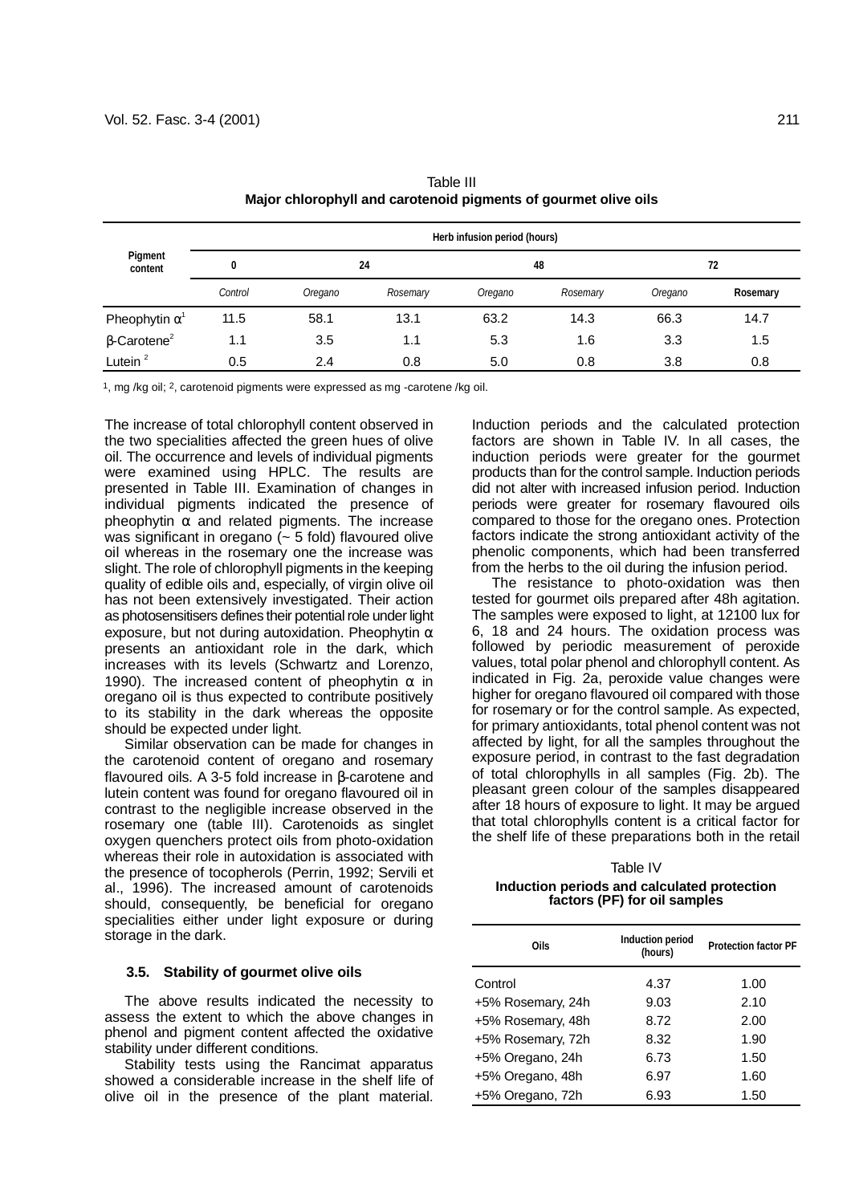Table III
**Major chlorophyll and carotenoid pigments of gourmet olive oils**

| Pigment content | Herb infusion period (hours) | | | | | | |
|---|---|---|---|---|---|---|---|
| | 0 | 24 | | 48 | | 72 | |
| | *Control* | *Oregano* | *Rosemary* | *Oregano* | *Rosemary* | *Oregano* | Rosemary |
| Pheophytin α[1] | 11.5 | 58.1 | 13.1 | 63.2 | 14.3 | 66.3 | 14.7 |
| β-Carotene[2] | 1.1 | 3.5 | 1.1 | 5.3 | 1.6 | 3.3 | 1.5 |
| Lutein [2] | 0.5 | 2.4 | 0.8 | 5.0 | 0.8 | 3.8 | 0.8 |

[1], mg /kg oil; [2], carotenoid pigments were expressed as mg -carotene /kg oil.

The increase of total chlorophyll content observed in the two specialities affected the green hues of olive oil. The occurrence and levels of individual pigments were examined using HPLC. The results are presented in Table III. Examination of changes in individual pigments indicated the presence of pheophytin α and related pigments. The increase was significant in oregano (~ 5 fold) flavoured olive oil whereas in the rosemary one the increase was slight. The role of chlorophyll pigments in the keeping quality of edible oils and, especially, of virgin olive oil has not been extensively investigated. Their action as photosensitisers defines their potential role under light exposure, but not during autoxidation. Pheophytin α presents an antioxidant role in the dark, which increases with its levels (Schwartz and Lorenzo, 1990). The increased content of pheophytin α in oregano oil is thus expected to contribute positively to its stability in the dark whereas the opposite should be expected under light.

Similar observation can be made for changes in the carotenoid content of oregano and rosemary flavoured oils. A 3-5 fold increase in β-carotene and lutein content was found for oregano flavoured oil in contrast to the negligible increase observed in the rosemary one (table III). Carotenoids as singlet oxygen quenchers protect oils from photo-oxidation whereas their role in autoxidation is associated with the presence of tocopherols (Perrin, 1992; Servili et al., 1996). The increased amount of carotenoids should, consequently, be beneficial for oregano specialities either under light exposure or during storage in the dark.

### 3.5. Stability of gourmet olive oils

The above results indicated the necessity to assess the extent to which the above changes in phenol and pigment content affected the oxidative stability under different conditions.

Stability tests using the Rancimat apparatus showed a considerable increase in the shelf life of olive oil in the presence of the plant material. Induction periods and the calculated protection factors are shown in Table IV. In all cases, the induction periods were greater for the gourmet products than for the control sample. Induction periods did not alter with increased infusion period. Induction periods were greater for rosemary flavoured oils compared to those for the oregano ones. Protection factors indicate the strong antioxidant activity of the phenolic components, which had been transferred from the herbs to the oil during the infusion period.

The resistance to photo-oxidation was then tested for gourmet oils prepared after 48h agitation. The samples were exposed to light, at 12100 lux for 6, 18 and 24 hours. The oxidation process was followed by periodic measurement of peroxide values, total polar phenol and chlorophyll content. As indicated in Fig. 2a, peroxide value changes were higher for oregano flavoured oil compared with those for rosemary or for the control sample. As expected, for primary antioxidants, total phenol content was not affected by light, for all the samples throughout the exposure period, in contrast to the fast degradation of total chlorophylls in all samples (Fig. 2b). The pleasant green colour of the samples disappeared after 18 hours of exposure to light. It may be argued that total chlorophylls content is a critical factor for the shelf life of these preparations both in the retail

Table IV
**Induction periods and calculated protection factors (PF) for oil samples**

| Oils | Induction period (hours) | Protection factor PF |
|---|---|---|
| Control | 4.37 | 1.00 |
| +5% Rosemary, 24h | 9.03 | 2.10 |
| +5% Rosemary, 48h | 8.72 | 2.00 |
| +5% Rosemary, 72h | 8.32 | 1.90 |
| +5% Oregano, 24h | 6.73 | 1.50 |
| +5% Oregano, 48h | 6.97 | 1.60 |
| +5% Oregano, 72h | 6.93 | 1.50 |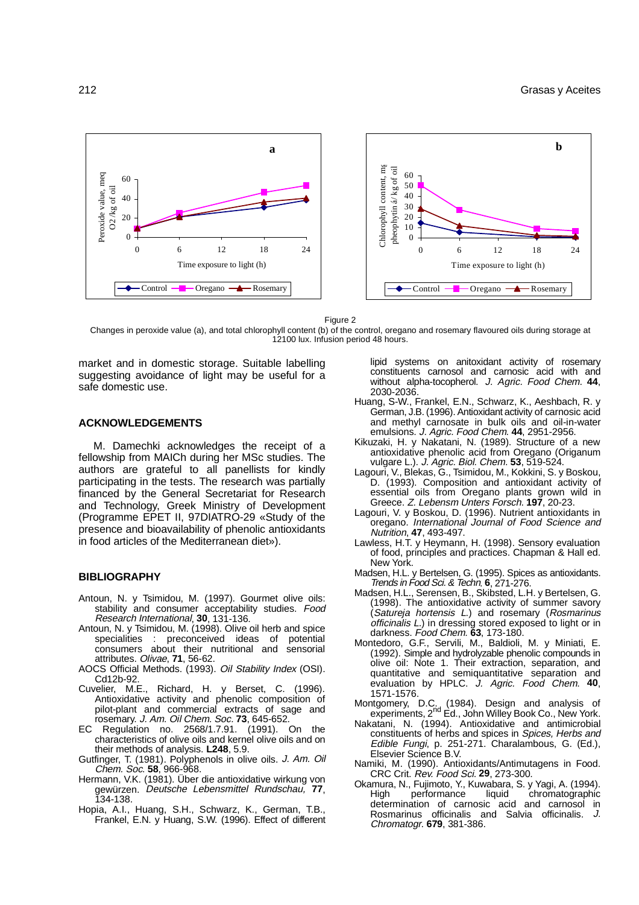a

Peroxide value, meq O2 /kg of oil

60
40
20
0

0 6 12 18 24

Time exposure to light (h)

Control Oregano Rosemary

b

Chlorophyll content, mg pheophytin á / kg of oil

60
50
40
30
20
10
0

0 6 12 18 24

Time exposure to light (h)

Control Oregano Rosemary

Figure 2

Changes in peroxide value (a), and total chlorophyll content (b) of the control, oregano and rosemary flavoured oils during storage at 12100 lux. Infusion period 48 hours.

market and in domestic storage. Suitable labelling suggesting avoidance of light may be useful for a safe domestic use.

## ACKNOWLEDGEMENTS

M. Damechki acknowledges the receipt of a fellowship from MAICh during her MSc studies. The authors are grateful to all panellists for kindly participating in the tests. The research was partially financed by the General Secretariat for Research and Technology, Greek Ministry of Development (Programme EPET II, 97DIATRO-29 «Study of the presence and bioavailability of phenolic antioxidants in food articles of the Mediterranean diet»).

## BIBLIOGRAPHY

Antoun, N. y Tsimidou, M. (1997). Gourmet olive oils: stability and consumer acceptability studies. *Food Research International*, **30**, 131-136.

Antoun, N. y Tsimidou, M. (1998). Olive oil herb and spice specialities : preconceived ideas of potential consumers about their nutritional and sensorial attributes. *Olivae*, **71**, 56-62.

AOCS Official Methods. (1993). *Oil Stability Index* (OSI). Cd12b-92.

Cuvelier, M.E., Richard, H. y Berset, C. (1996). Antioxidative activity and phenolic composition of pilot-plant and commercial extracts of sage and rosemary. *J. Am. Oil Chem. Soc.* **73**, 645-652.

EC Regulation no. 2568/1.7.91. (1991). On the characteristics of olive oils and kernel olive oils and on their methods of analysis. **L248**, 5.9.

Gutfinger, T. (1981). Polyphenols in olive oils. *J. Am. Oil Chem. Soc.* **58**, 966-968.

Hermann, V.K. (1981). Über die antioxidative wirkung von gewürzen. *Deutsche Lebensmittel Rundschau,* **77**, 134-138.

Hopia, A.I., Huang, S.H., Schwarz, K., German, T.B., Frankel, E.N. y Huang, S.W. (1996). Effect of different lipid systems on anitoxidant activity of rosemary constituents carnosol and carnosic acid with and without alpha-tocopherol. *J. Agric. Food Chem.* **44**, 2030-2036.

Huang, S-W., Frankel, E.N., Schwarz, K., Aeshbach, R. y German, J.B. (1996). Antioxidant activity of carnosic acid and methyl carnosate in bulk oils and oil-in-water emulsions. *J. Agric. Food Chem.* **44**, 2951-2956.

Kikuzaki, H. y Nakatani, N. (1989). Structure of a new antioxidative phenolic acid from Oregano (Origanum vulgare L.). *J. Agric. Biol. Chem.* **53**, 519-524.

Lagouri, V., Blekas, G., Tsimidou, M., Kokkini, S. y Boskou, D. (1993). Composition and antioxidant activity of essential oils from Oregano plants grown wild in Greece. *Z. Lebensm Unters Forsch.* **197**, 20-23.

Lagouri, V. y Boskou, D. (1996). Nutrient antioxidants in oregano. *International Journal of Food Science and Nutrition*, **47**, 493-497.

Lawless, H.T. y Heymann, H. (1998). Sensory evaluation of food, principles and practices. Chapman & Hall ed. New York.

Madsen, H.L. y Bertelsen, G. (1995). Spices as antioxidants. *Trends in Food Sci. & Techn.* **6**, 271-276.

Madsen, H.L., Serensen, B., Skibsted, L.H. y Bertelsen, G. (1998). The antioxidative activity of summer savory (*Satureja hortensis L.*) and rosemary (*Rosmarinus officinalis L.*) in dressing stored exposed to light or in darkness. *Food Chem.* **63**, 173-180.

Montedoro, G.F., Servili, M., Baldioli, M. y Miniati, E. (1992). Simple and hydrolyzable phenolic compounds in olive oil: Note 1. Their extraction, separation, and quantitative and semiquantitative separation and evaluation by HPLC. *J. Agric. Food Chem.* **40**, 1571-1576.

Montgomery, D.C. (1984). Design and analysis of experiments, 2nd Ed., John Willey Book Co., New York.

Nakatani, N. (1994). Antioxidative and antimicrobial constituents of herbs and spices in *Spices, Herbs and Edible Fungi*, p. 251-271. Charalambous, G. (Ed.), Elsevier Science B.V.

Namiki, M. (1990). Antioxidants/Antimutagens in Food. CRC Crit. *Rev. Food Sci.* **29**, 273-300.

Okamura, N., Fujimoto, Y., Kuwabara, S. y Yagi, A. (1994). High performance liquid chromatographic determination of carnosic acid and carnosol in Rosmarinus officinalis and Salvia officinalis. *J. Chromatogr.* **679**, 381-386.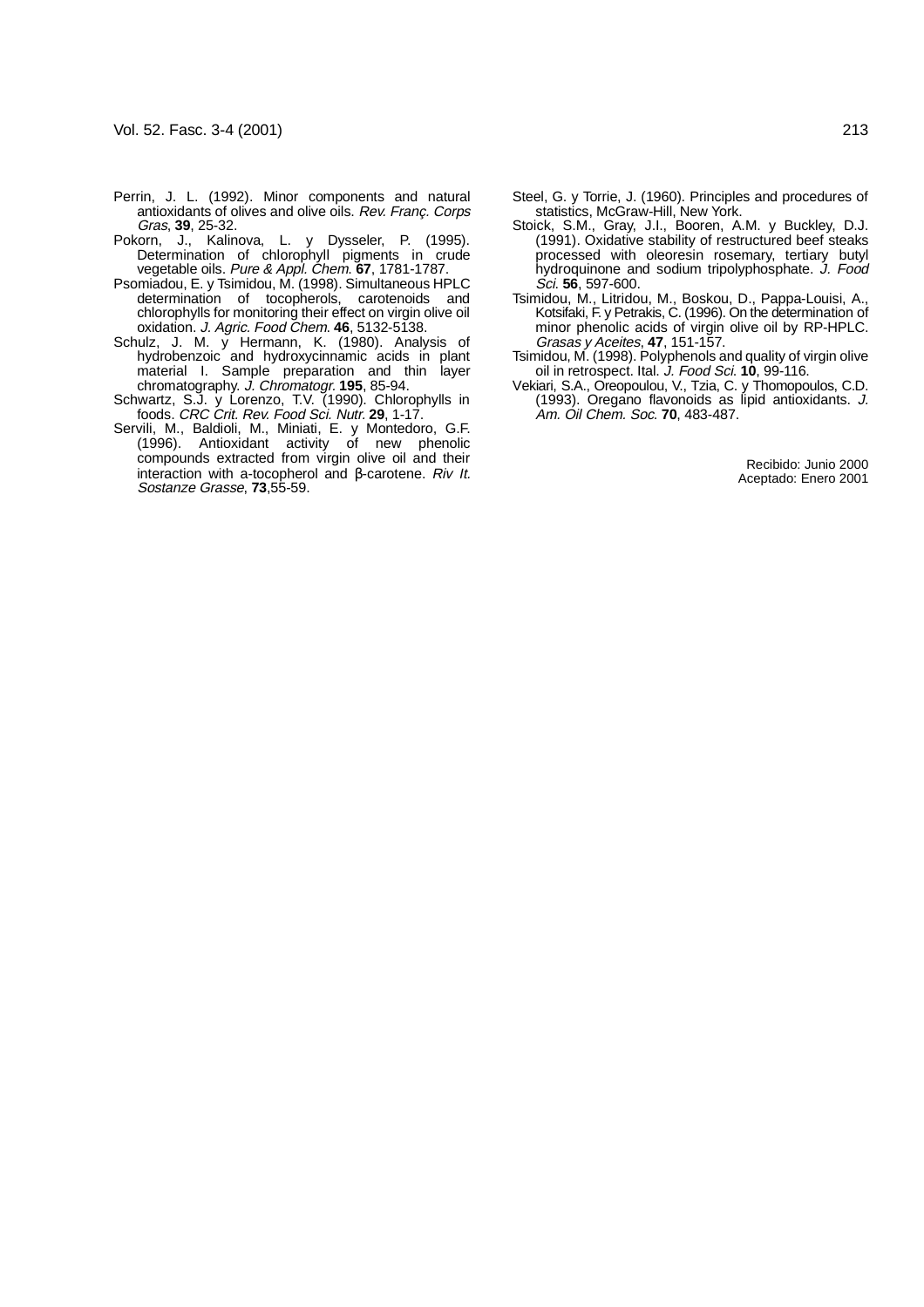Perrin, J. L. (1992). Minor components and natural antioxidants of olives and olive oils. *Rev. Franç. Corps Gras*, **39**, 25-32.

Pokorn, J., Kalinova, L. y Dysseler, P. (1995). Determination of chlorophyll pigments in crude vegetable oils. *Pure & Appl. Chem.* **67**, 1781-1787.

Psomiadou, E. y Tsimidou, M. (1998). Simultaneous HPLC determination of tocopherols, carotenoids and chlorophylls for monitoring their effect on virgin olive oil oxidation. *J. Agric. Food Chem.* **46**, 5132-5138.

Schulz, J. M. y Hermann, K. (1980). Analysis of hydrobenzoic and hydroxycinnamic acids in plant material I. Sample preparation and thin layer chromatography. *J. Chromatogr.* **195**, 85-94.

Schwartz, S.J. y Lorenzo, T.V. (1990). Chlorophylls in foods. *CRC Crit. Rev. Food Sci. Nutr.* **29**, 1-17.

Servili, M., Baldioli, M., Miniati, E. y Montedoro, G.F. (1996). Antioxidant activity of new phenolic compounds extracted from virgin olive oil and their interaction with a-tocopherol and β-carotene. *Riv It. Sostanze Grasse*, **73**,55-59.

Steel, G. y Torrie, J. (1960). Principles and procedures of statistics, McGraw-Hill, New York.

Stoick, S.M., Gray, J.I., Booren, A.M. y Buckley, D.J. (1991). Oxidative stability of restructured beef steaks processed with oleoresin rosemary, tertiary butyl hydroquinone and sodium tripolyphosphate. *J. Food Sci.* **56**, 597-600.

Tsimidou, M., Litridou, M., Boskou, D., Pappa-Louisi, A., Kotsifaki, F. y Petrakis, C. (1996). On the determination of minor phenolic acids of virgin olive oil by RP-HPLC. *Grasas y Aceites*, **47**, 151-157.

Tsimidou, M. (1998). Polyphenols and quality of virgin olive oil in retrospect. Ital. *J. Food Sci.* **10**, 99-116.

Vekiari, S.A., Oreopoulou, V., Tzia, C. y Thomopoulos, C.D. (1993). Oregano flavonoids as lipid antioxidants. *J. Am. Oil Chem. Soc.* **70**, 483-487.

Recibido: Junio 2000
Aceptado: Enero 2001